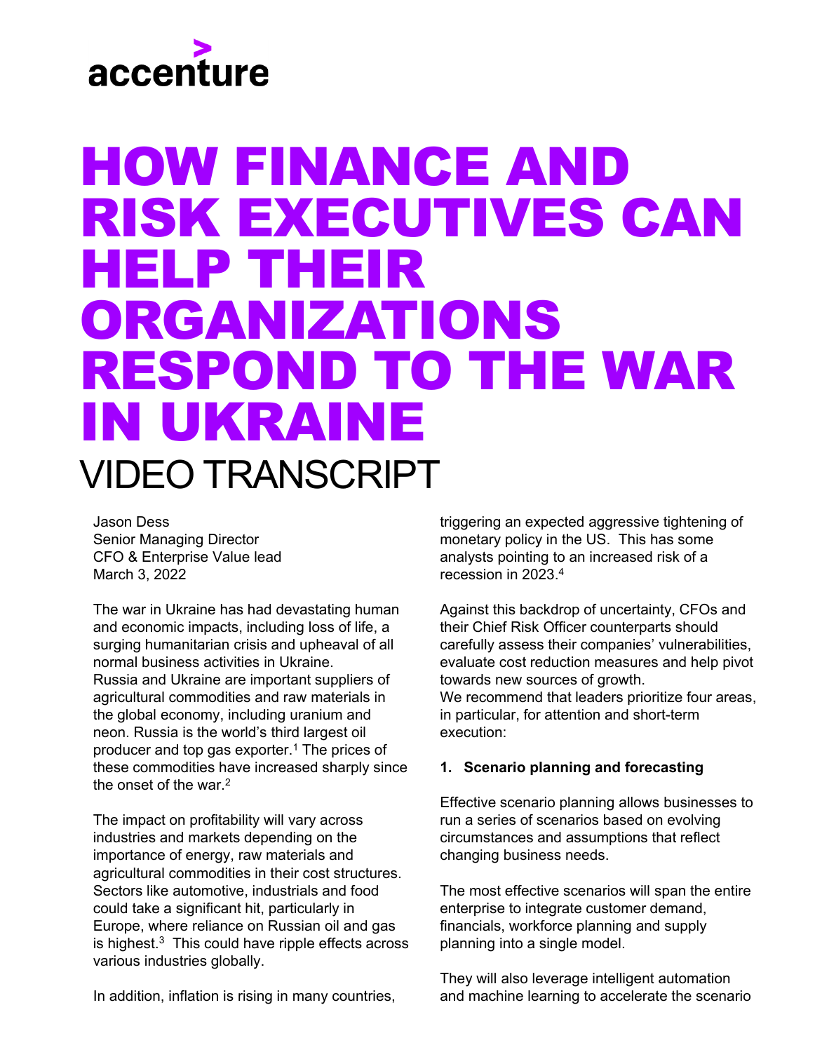accenture

# HOW FINANCE AND RISK EXECUTIVES CAN HELP THEIR ORGANIZATIONS RESPOND TO THE WAR IN UKRAINE

## VIDEO TRANSCRIPT

Jason Dess
Senior Managing Director
CFO & Enterprise Value lead
March 3, 2022

The war in Ukraine has had devastating human and economic impacts, including loss of life, a surging humanitarian crisis and upheaval of all normal business activities in Ukraine. Russia and Ukraine are important suppliers of agricultural commodities and raw materials in the global economy, including uranium and neon. Russia is the world's third largest oil producer and top gas exporter.[1] The prices of these commodities have increased sharply since the onset of the war.[2]

The impact on profitability will vary across industries and markets depending on the importance of energy, raw materials and agricultural commodities in their cost structures. Sectors like automotive, industrials and food could take a significant hit, particularly in Europe, where reliance on Russian oil and gas is highest.[3] This could have ripple effects across various industries globally.

In addition, inflation is rising in many countries, triggering an expected aggressive tightening of monetary policy in the US. This has some analysts pointing to an increased risk of a recession in 2023.[4]

Against this backdrop of uncertainty, CFOs and their Chief Risk Officer counterparts should carefully assess their companies' vulnerabilities, evaluate cost reduction measures and help pivot towards new sources of growth.
We recommend that leaders prioritize four areas, in particular, for attention and short-term execution:

**1. Scenario planning and forecasting**

Effective scenario planning allows businesses to run a series of scenarios based on evolving circumstances and assumptions that reflect changing business needs.

The most effective scenarios will span the entire enterprise to integrate customer demand, financials, workforce planning and supply planning into a single model.

They will also leverage intelligent automation and machine learning to accelerate the scenario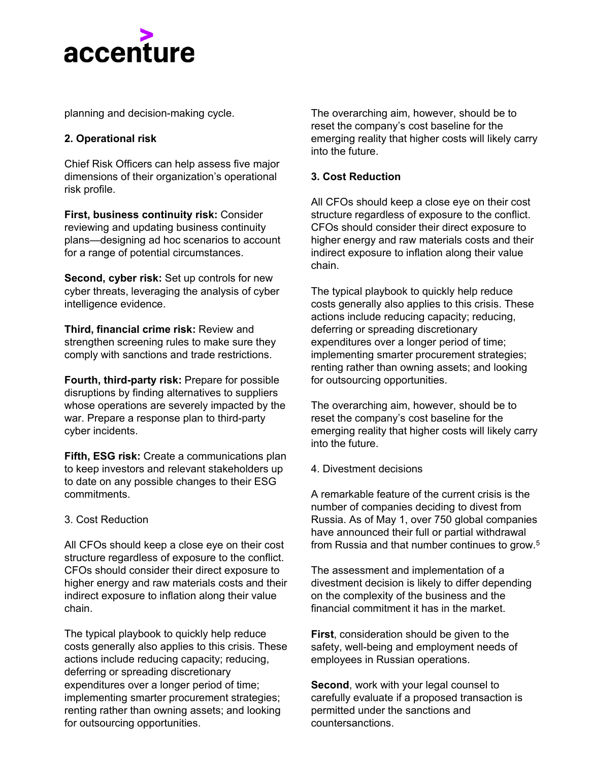planning and decision-making cycle.

**2. Operational risk**

Chief Risk Officers can help assess five major dimensions of their organization's operational risk profile.

**First, business continuity risk:** Consider reviewing and updating business continuity plans—designing ad hoc scenarios to account for a range of potential circumstances.

**Second, cyber risk:** Set up controls for new cyber threats, leveraging the analysis of cyber intelligence evidence.

**Third, financial crime risk:** Review and strengthen screening rules to make sure they comply with sanctions and trade restrictions.

**Fourth, third-party risk:** Prepare for possible disruptions by finding alternatives to suppliers whose operations are severely impacted by the war. Prepare a response plan to third-party cyber incidents.

**Fifth, ESG risk:** Create a communications plan to keep investors and relevant stakeholders up to date on any possible changes to their ESG commitments.

3. Cost Reduction

All CFOs should keep a close eye on their cost structure regardless of exposure to the conflict. CFOs should consider their direct exposure to higher energy and raw materials costs and their indirect exposure to inflation along their value chain.

The typical playbook to quickly help reduce costs generally also applies to this crisis. These actions include reducing capacity; reducing, deferring or spreading discretionary expenditures over a longer period of time; implementing smarter procurement strategies; renting rather than owning assets; and looking for outsourcing opportunities.

The overarching aim, however, should be to reset the company's cost baseline for the emerging reality that higher costs will likely carry into the future.

**3. Cost Reduction**

All CFOs should keep a close eye on their cost structure regardless of exposure to the conflict. CFOs should consider their direct exposure to higher energy and raw materials costs and their indirect exposure to inflation along their value chain.

The typical playbook to quickly help reduce costs generally also applies to this crisis. These actions include reducing capacity; reducing, deferring or spreading discretionary expenditures over a longer period of time; implementing smarter procurement strategies; renting rather than owning assets; and looking for outsourcing opportunities.

The overarching aim, however, should be to reset the company's cost baseline for the emerging reality that higher costs will likely carry into the future.

4. Divestment decisions

A remarkable feature of the current crisis is the number of companies deciding to divest from Russia. As of May 1, over 750 global companies have announced their full or partial withdrawal from Russia and that number continues to grow.[5]

The assessment and implementation of a divestment decision is likely to differ depending on the complexity of the business and the financial commitment it has in the market.

**First**, consideration should be given to the safety, well-being and employment needs of employees in Russian operations.

**Second**, work with your legal counsel to carefully evaluate if a proposed transaction is permitted under the sanctions and countersanctions.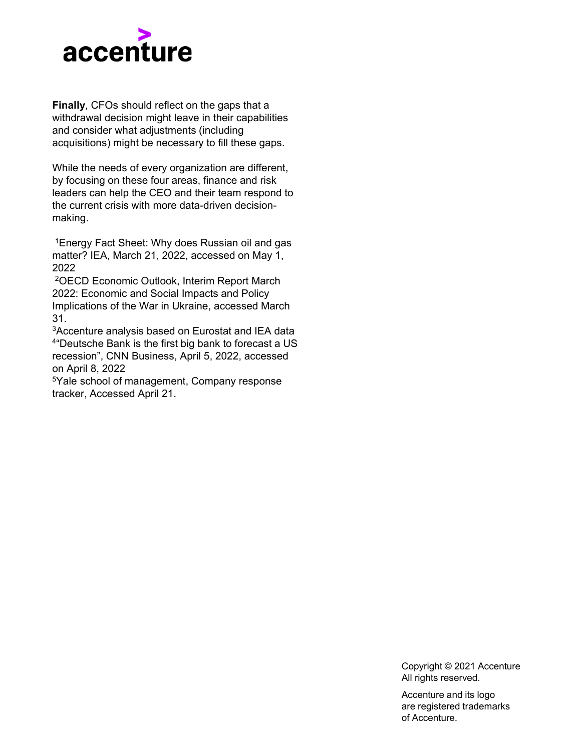**Finally**, CFOs should reflect on the gaps that a withdrawal decision might leave in their capabilities and consider what adjustments (including acquisitions) might be necessary to fill these gaps.

While the needs of every organization are different, by focusing on these four areas, finance and risk leaders can help the CEO and their team respond to the current crisis with more data-driven decision-making.

[1]Energy Fact Sheet: Why does Russian oil and gas matter? IEA, March 21, 2022, accessed on May 1, 2022
[2]OECD Economic Outlook, Interim Report March 2022: Economic and Social Impacts and Policy Implications of the War in Ukraine, accessed March 31.
[3]Accenture analysis based on Eurostat and IEA data
[4]"Deutsche Bank is the first big bank to forecast a US recession", CNN Business, April 5, 2022, accessed on April 8, 2022
[5]Yale school of management, Company response tracker, Accessed April 21.

Copyright © 2021 Accenture
All rights reserved.

Accenture and its logo are registered trademarks of Accenture.